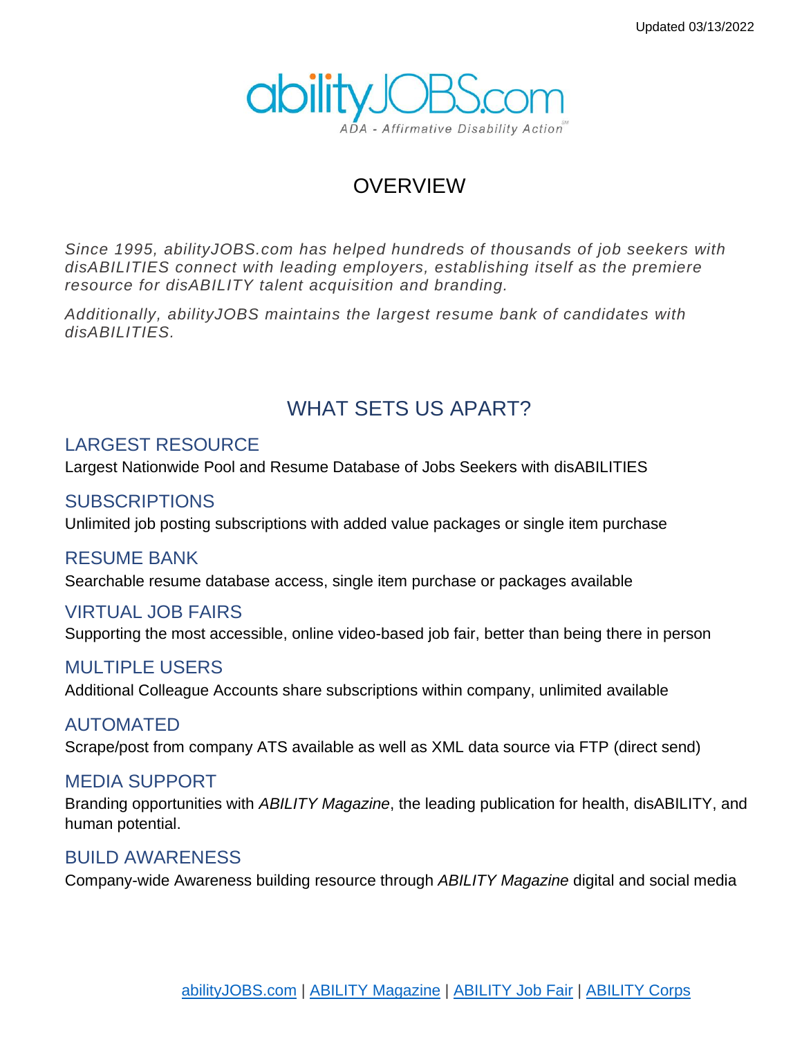Updated 03/13/2022

abilityJOBS.com

ADA - Affirmative Disability Action

# OVERVIEW

*Since 1995, abilityJOBS.com has helped hundreds of thousands of job seekers with disABILITIES connect with leading employers, establishing itself as the premiere resource for disABILITY talent acquisition and branding.*

*Additionally, abilityJOBS maintains the largest resume bank of candidates with disABILITIES.*

## WHAT SETS US APART?

### LARGEST RESOURCE

Largest Nationwide Pool and Resume Database of Jobs Seekers with disABILITIES

### SUBSCRIPTIONS

Unlimited job posting subscriptions with added value packages or single item purchase

### RESUME BANK

Searchable resume database access, single item purchase or packages available

### VIRTUAL JOB FAIRS

Supporting the most accessible, online video-based job fair, better than being there in person

### MULTIPLE USERS

Additional Colleague Accounts share subscriptions within company, unlimited available

### AUTOMATED

Scrape/post from company ATS available as well as XML data source via FTP (direct send)

### MEDIA SUPPORT

Branding opportunities with *ABILITY Magazine*, the leading publication for health, disABILITY, and human potential.

### BUILD AWARENESS

Company-wide Awareness building resource through *ABILITY Magazine* digital and social media

abilityJOBS.com | ABILITY Magazine | ABILITY Job Fair | ABILITY Corps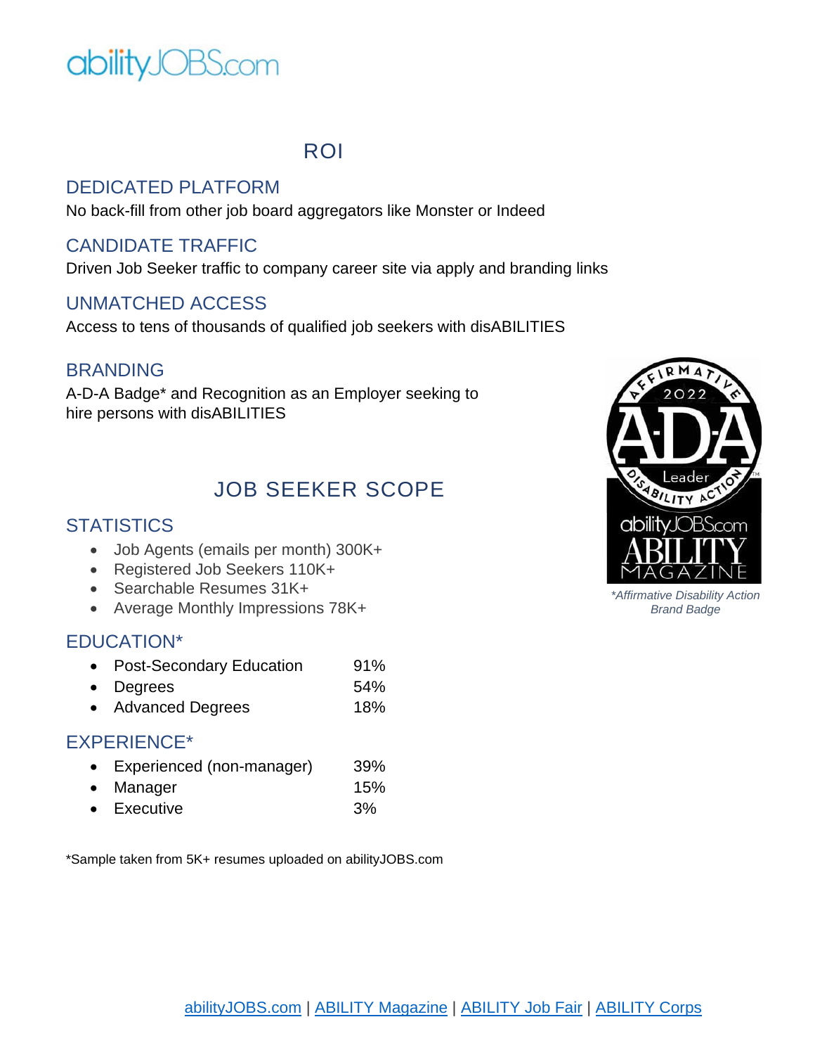abilityJOBS.com

# ROI

## DEDICATED PLATFORM

No back-fill from other job board aggregators like Monster or Indeed

## CANDIDATE TRAFFIC

Driven Job Seeker traffic to company career site via apply and branding links

## UNMATCHED ACCESS

Access to tens of thousands of qualified job seekers with disABILITIES

## BRANDING

A-D-A Badge* and Recognition as an Employer seeking to hire persons with disABILITIES

*\*Affirmative Disability Action Brand Badge*

# JOB SEEKER SCOPE

## STATISTICS

- Job Agents (emails per month) 300K+
- Registered Job Seekers 110K+
- Searchable Resumes 31K+
- Average Monthly Impressions 78K+

## EDUCATION*

- Post-Secondary Education 91%
- Degrees 54%
- Advanced Degrees 18%

## EXPERIENCE*

- Experienced (non-manager) 39%
- Manager 15%
- Executive 3%

*Sample taken from 5K+ resumes uploaded on abilityJOBS.com

abilityJOBS.com | ABILITY Magazine | ABILITY Job Fair | ABILITY Corps